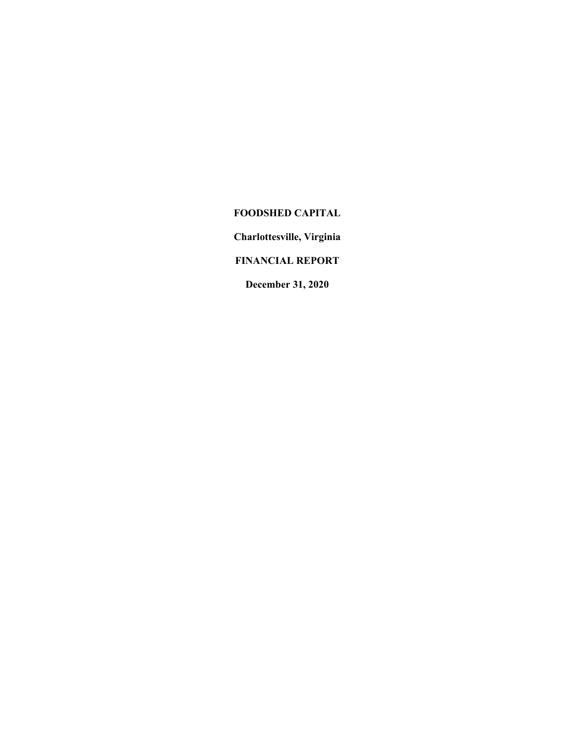# FOODSHED CAPITAL

**Charlottesville, Virginia**

**FINANCIAL REPORT**

**December 31, 2020**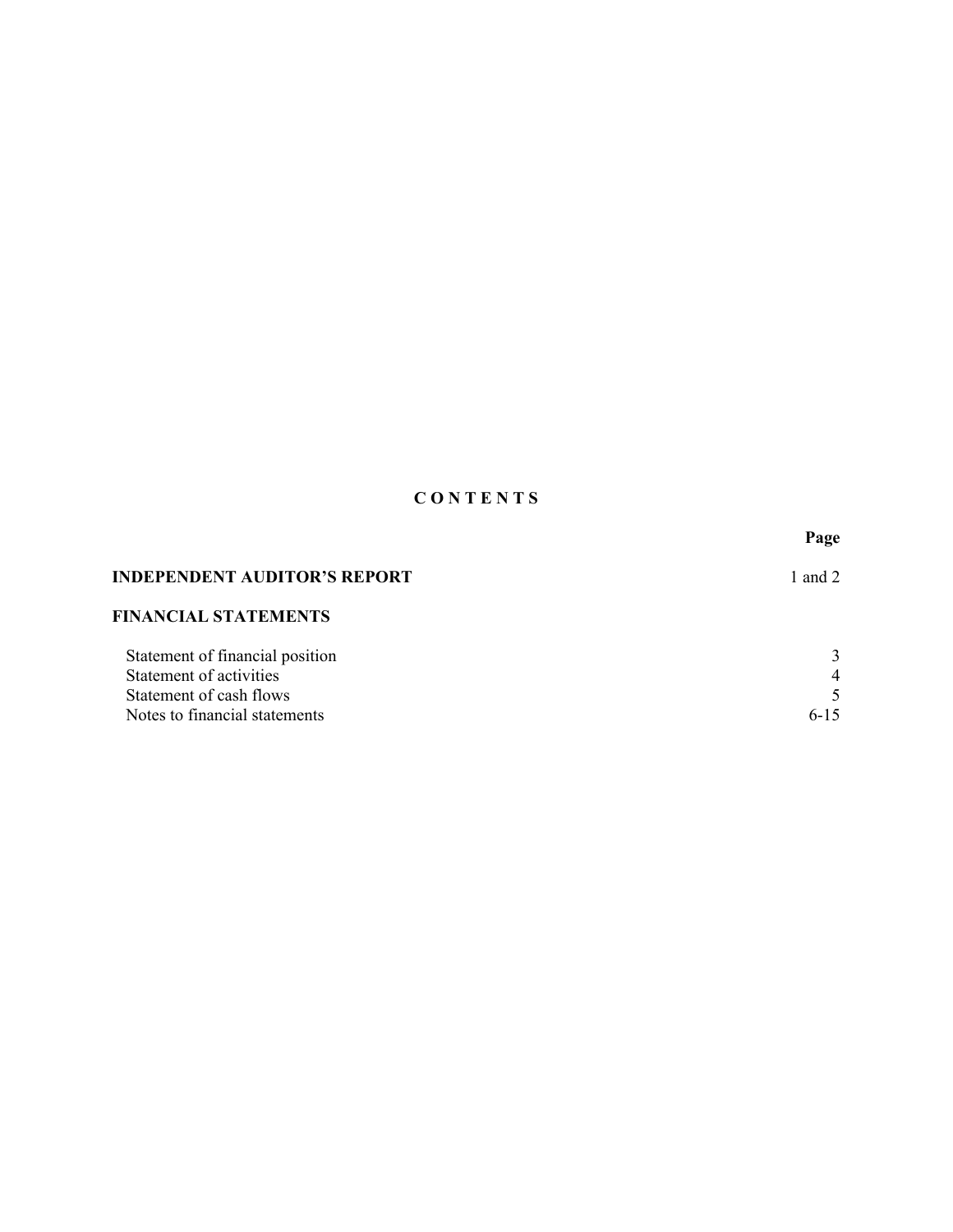# C O N T E N T S

| | Page |
|---|---|
| **INDEPENDENT AUDITOR'S REPORT** | 1 and 2 |
| **FINANCIAL STATEMENTS** | |
| Statement of financial position | 3 |
| Statement of activities | 4 |
| Statement of cash flows | 5 |
| Notes to financial statements | 6-15 |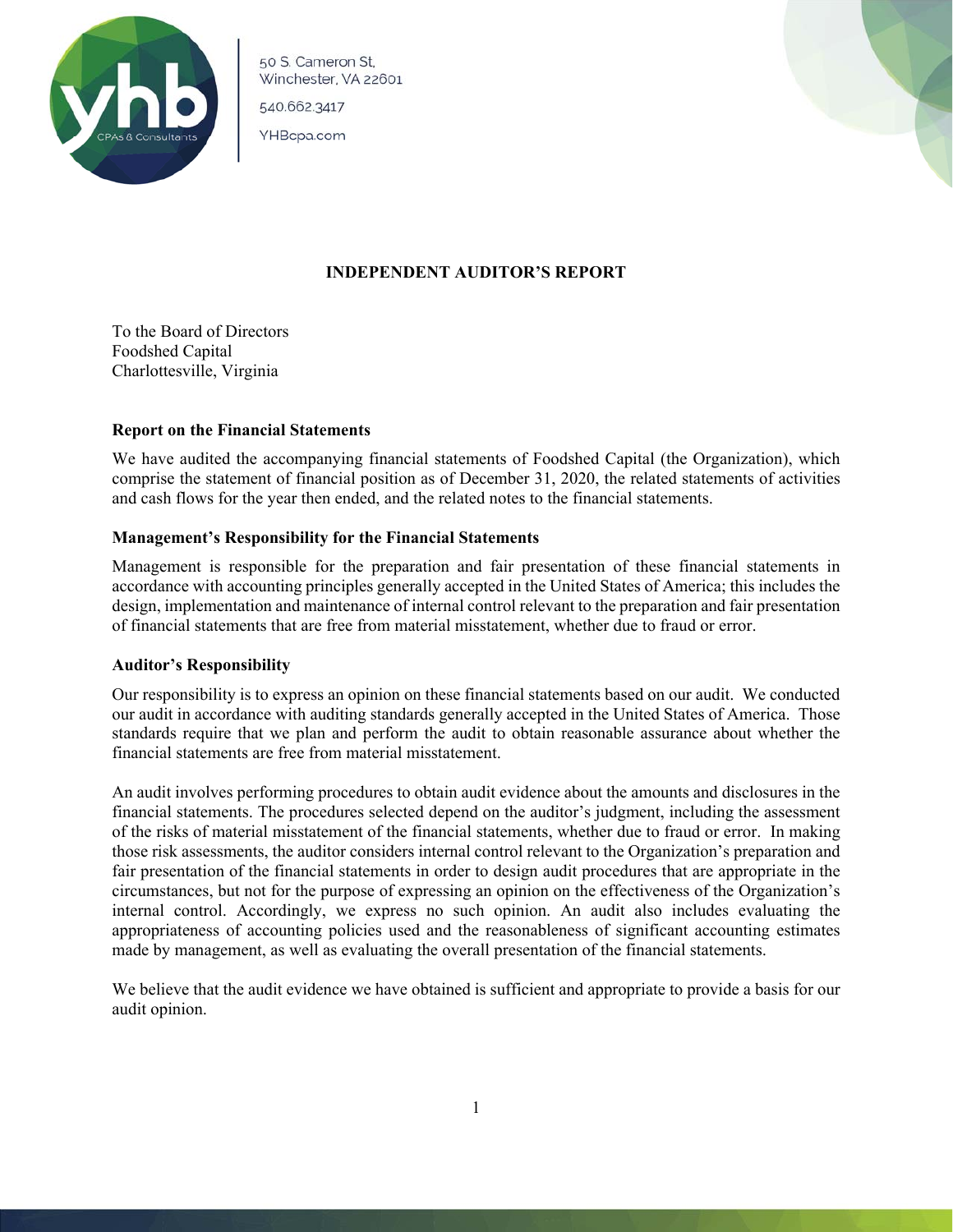50 S. Cameron St,
Winchester, VA 22601

540.662.3417

YHBcpa.com

# INDEPENDENT AUDITOR'S REPORT

To the Board of Directors
Foodshed Capital
Charlottesville, Virginia

**Report on the Financial Statements**

We have audited the accompanying financial statements of Foodshed Capital (the Organization), which comprise the statement of financial position as of December 31, 2020, the related statements of activities and cash flows for the year then ended, and the related notes to the financial statements.

**Management's Responsibility for the Financial Statements**

Management is responsible for the preparation and fair presentation of these financial statements in accordance with accounting principles generally accepted in the United States of America; this includes the design, implementation and maintenance of internal control relevant to the preparation and fair presentation of financial statements that are free from material misstatement, whether due to fraud or error.

**Auditor's Responsibility**

Our responsibility is to express an opinion on these financial statements based on our audit. We conducted our audit in accordance with auditing standards generally accepted in the United States of America. Those standards require that we plan and perform the audit to obtain reasonable assurance about whether the financial statements are free from material misstatement.

An audit involves performing procedures to obtain audit evidence about the amounts and disclosures in the financial statements. The procedures selected depend on the auditor's judgment, including the assessment of the risks of material misstatement of the financial statements, whether due to fraud or error. In making those risk assessments, the auditor considers internal control relevant to the Organization's preparation and fair presentation of the financial statements in order to design audit procedures that are appropriate in the circumstances, but not for the purpose of expressing an opinion on the effectiveness of the Organization's internal control. Accordingly, we express no such opinion. An audit also includes evaluating the appropriateness of accounting policies used and the reasonableness of significant accounting estimates made by management, as well as evaluating the overall presentation of the financial statements.

We believe that the audit evidence we have obtained is sufficient and appropriate to provide a basis for our audit opinion.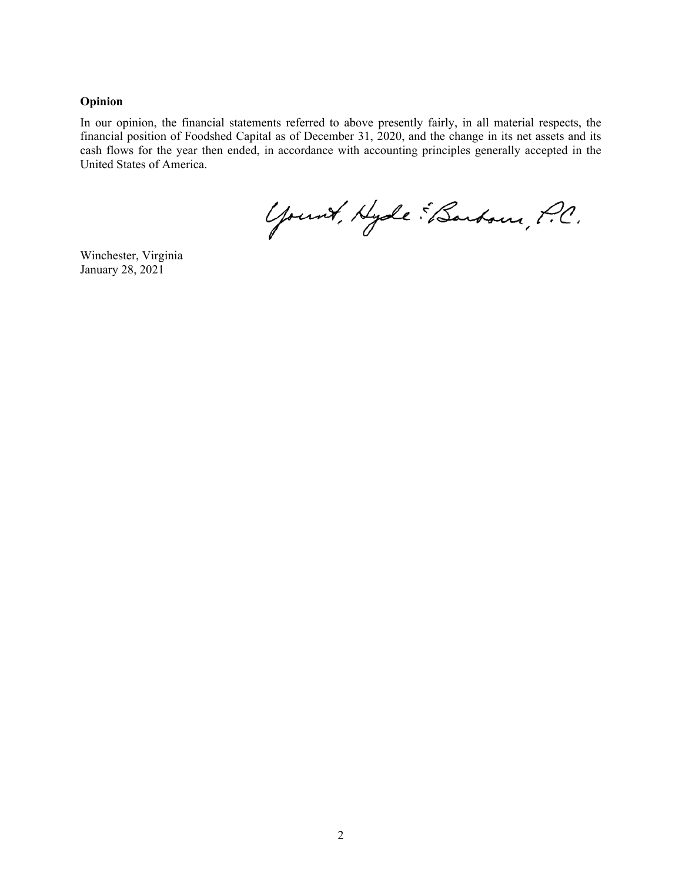**Opinion**

In our opinion, the financial statements referred to above presently fairly, in all material respects, the financial position of Foodshed Capital as of December 31, 2020, and the change in its net assets and its cash flows for the year then ended, in accordance with accounting principles generally accepted in the United States of America.

Yount, Hyde & Barbour, P.C.

Winchester, Virginia
January 28, 2021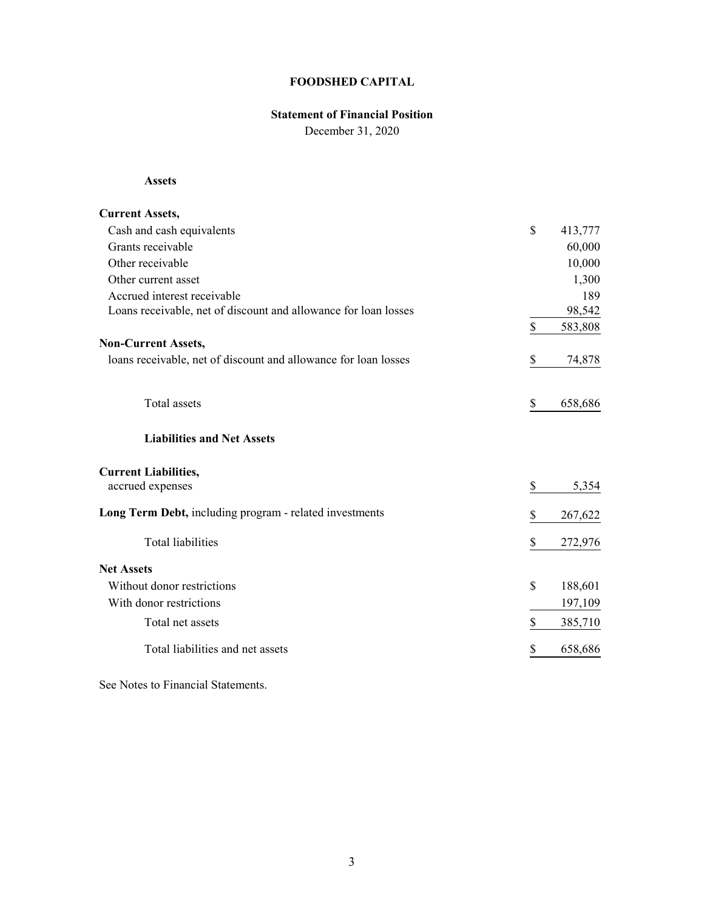# FOODSHED CAPITAL

## Statement of Financial Position

December 31, 2020

| **Assets** | | |
|---|---|---|
| **Current Assets,** | | |
| Cash and cash equivalents | $ | 413,777 |
| Grants receivable | | 60,000 |
| Other receivable | | 10,000 |
| Other current asset | | 1,300 |
| Accrued interest receivable | | 189 |
| Loans receivable, net of discount and allowance for loan losses | | 98,542 |
| | $ | 583,808 |
| **Non-Current Assets,** | | |
| loans receivable, net of discount and allowance for loan losses | $ | 74,878 |
| Total assets | $ | 658,686 |
| **Liabilities and Net Assets** | | |
| **Current Liabilities,** | | |
| accrued expenses | $ | 5,354 |
| **Long Term Debt,** including program - related investments | $ | 267,622 |
| Total liabilities | $ | 272,976 |
| **Net Assets** | | |
| Without donor restrictions | $ | 188,601 |
| With donor restrictions | | 197,109 |
| Total net assets | $ | 385,710 |
| Total liabilities and net assets | $ | 658,686 |

See Notes to Financial Statements.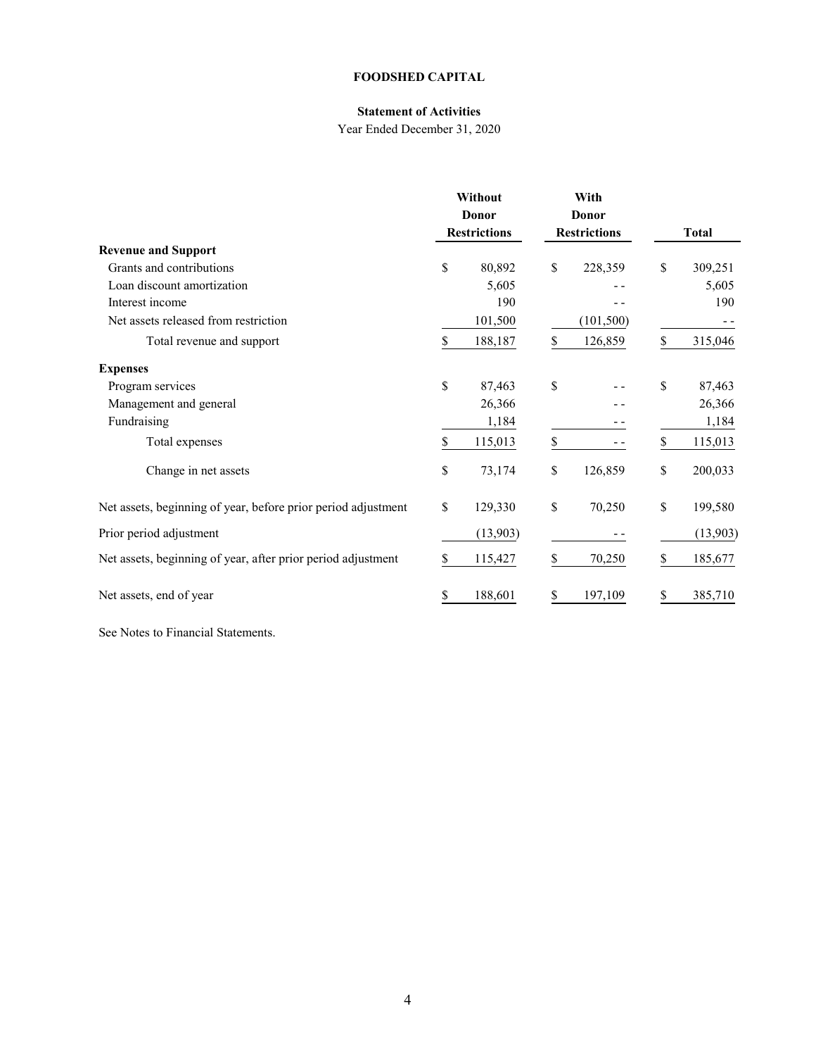**FOODSHED CAPITAL**

**Statement of Activities**

Year Ended December 31, 2020

| | Without Donor Restrictions | With Donor Restrictions | Total |
|---|---|---|---|
| **Revenue and Support** | | | |
| Grants and contributions | $ 80,892 | $ 228,359 | $ 309,251 |
| Loan discount amortization | 5,605 | - - | 5,605 |
| Interest income | 190 | - - | 190 |
| Net assets released from restriction | 101,500 | (101,500) | - - |
| Total revenue and support | $ 188,187 | $ 126,859 | $ 315,046 |
| **Expenses** | | | |
| Program services | $ 87,463 | $ - - | $ 87,463 |
| Management and general | 26,366 | - - | 26,366 |
| Fundraising | 1,184 | - - | 1,184 |
| Total expenses | $ 115,013 | $ - - | $ 115,013 |
| Change in net assets | $ 73,174 | $ 126,859 | $ 200,033 |
| Net assets, beginning of year, before prior period adjustment | $ 129,330 | $ 70,250 | $ 199,580 |
| Prior period adjustment | (13,903) | - - | (13,903) |
| Net assets, beginning of year, after prior period adjustment | $ 115,427 | $ 70,250 | $ 185,677 |
| Net assets, end of year | $ 188,601 | $ 197,109 | $ 385,710 |

See Notes to Financial Statements.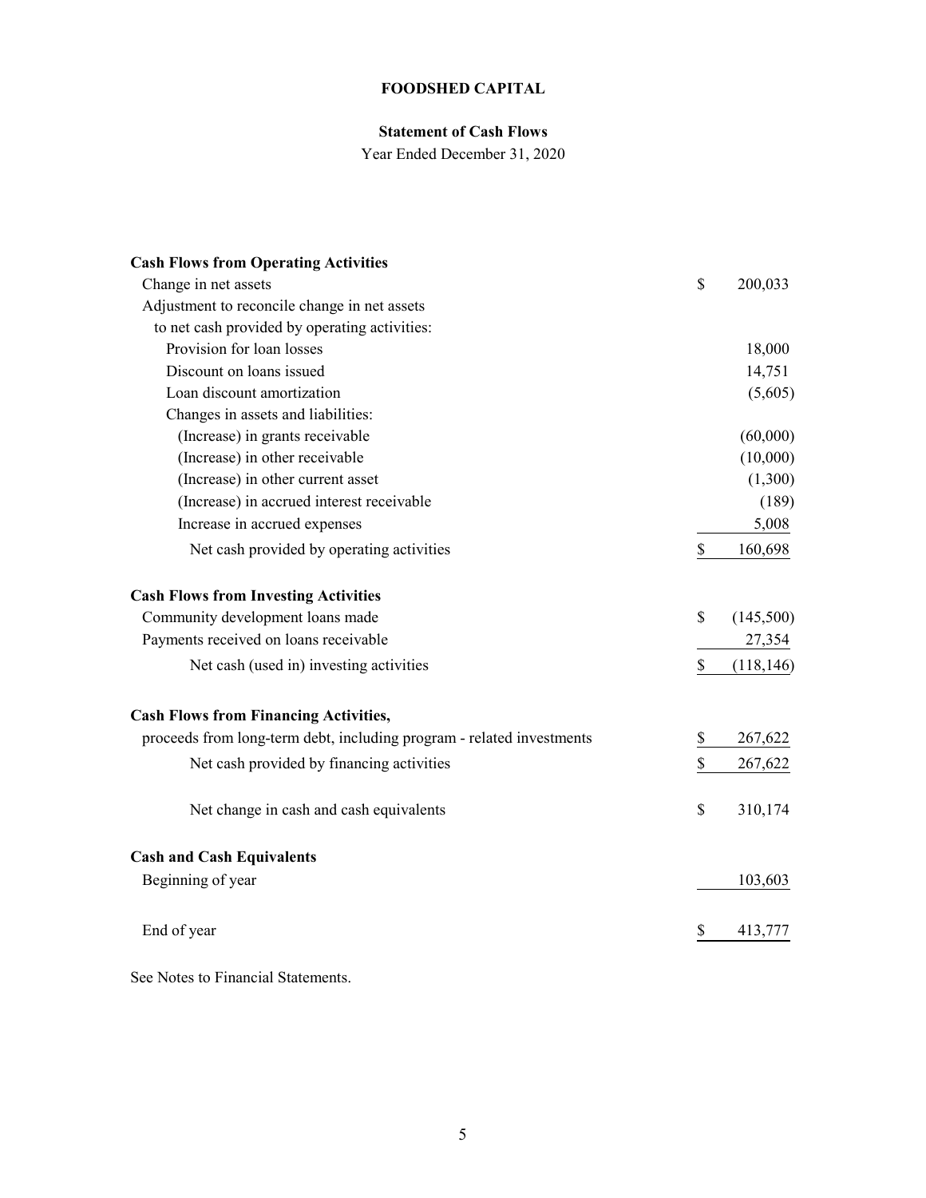# FOODSHED CAPITAL

## Statement of Cash Flows

Year Ended December 31, 2020

| | |
|---|---|
| **Cash Flows from Operating Activities** | |
| Change in net assets | $ 200,033 |
| Adjustment to reconcile change in net assets to net cash provided by operating activities: | |
| Provision for loan losses | 18,000 |
| Discount on loans issued | 14,751 |
| Loan discount amortization | (5,605) |
| Changes in assets and liabilities: | |
| (Increase) in grants receivable | (60,000) |
| (Increase) in other receivable | (10,000) |
| (Increase) in other current asset | (1,300) |
| (Increase) in accrued interest receivable | (189) |
| Increase in accrued expenses | 5,008 |
| Net cash provided by operating activities | $ 160,698 |
| **Cash Flows from Investing Activities** | |
| Community development loans made | $ (145,500) |
| Payments received on loans receivable | 27,354 |
| Net cash (used in) investing activities | $ (118,146) |
| **Cash Flows from Financing Activities,** | |
| proceeds from long-term debt, including program - related investments | $ 267,622 |
| Net cash provided by financing activities | $ 267,622 |
| Net change in cash and cash equivalents | $ 310,174 |
| **Cash and Cash Equivalents** | |
| Beginning of year | 103,603 |
| End of year | $ 413,777 |

See Notes to Financial Statements.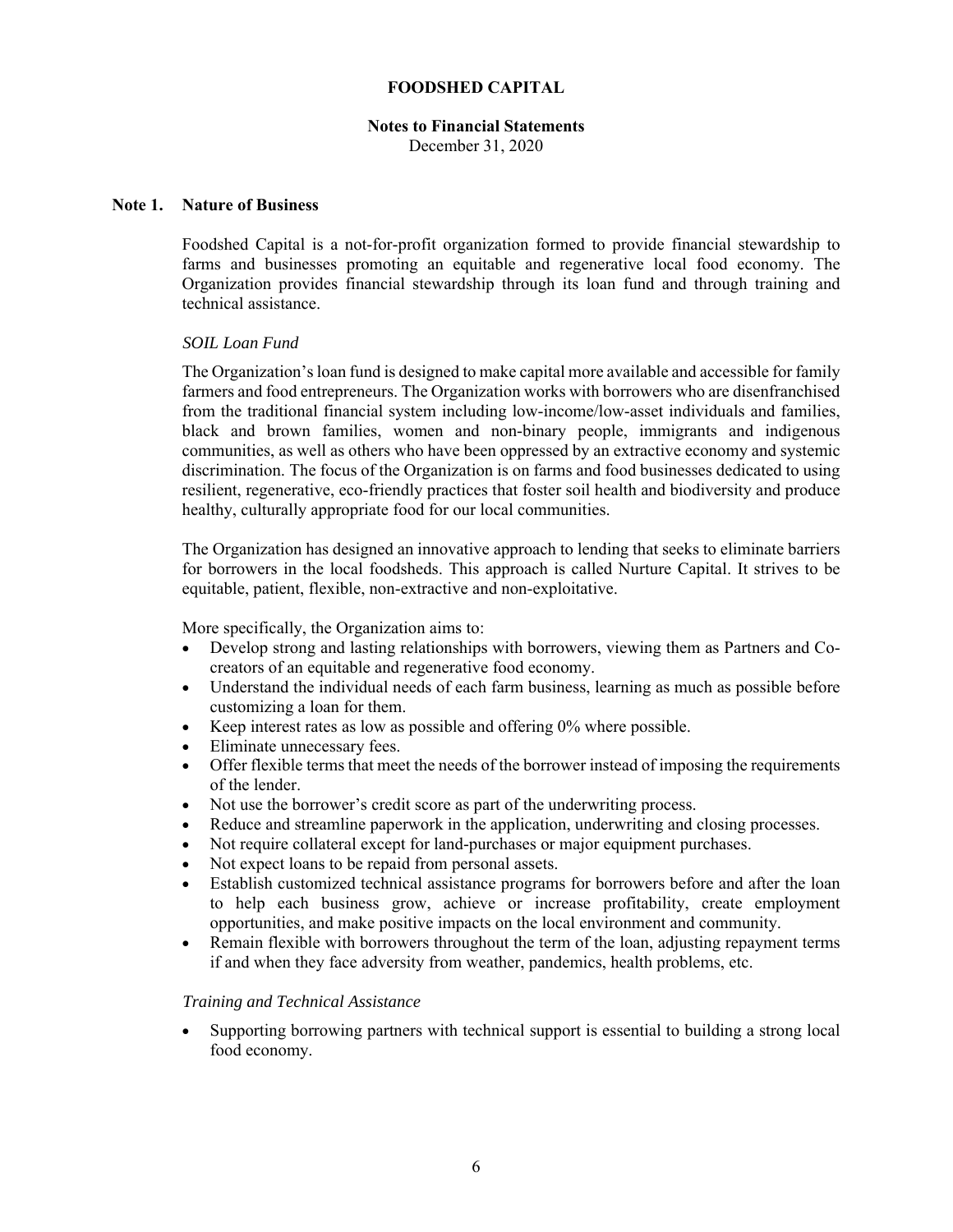# FOODSHED CAPITAL

## Notes to Financial Statements
December 31, 2020

### Note 1. Nature of Business

Foodshed Capital is a not-for-profit organization formed to provide financial stewardship to farms and businesses promoting an equitable and regenerative local food economy. The Organization provides financial stewardship through its loan fund and through training and technical assistance.

*SOIL Loan Fund*

The Organization's loan fund is designed to make capital more available and accessible for family farmers and food entrepreneurs. The Organization works with borrowers who are disenfranchised from the traditional financial system including low-income/low-asset individuals and families, black and brown families, women and non-binary people, immigrants and indigenous communities, as well as others who have been oppressed by an extractive economy and systemic discrimination. The focus of the Organization is on farms and food businesses dedicated to using resilient, regenerative, eco-friendly practices that foster soil health and biodiversity and produce healthy, culturally appropriate food for our local communities.

The Organization has designed an innovative approach to lending that seeks to eliminate barriers for borrowers in the local foodsheds. This approach is called Nurture Capital. It strives to be equitable, patient, flexible, non-extractive and non-exploitative.

More specifically, the Organization aims to:

- Develop strong and lasting relationships with borrowers, viewing them as Partners and Co-creators of an equitable and regenerative food economy.
- Understand the individual needs of each farm business, learning as much as possible before customizing a loan for them.
- Keep interest rates as low as possible and offering 0% where possible.
- Eliminate unnecessary fees.
- Offer flexible terms that meet the needs of the borrower instead of imposing the requirements of the lender.
- Not use the borrower's credit score as part of the underwriting process.
- Reduce and streamline paperwork in the application, underwriting and closing processes.
- Not require collateral except for land-purchases or major equipment purchases.
- Not expect loans to be repaid from personal assets.
- Establish customized technical assistance programs for borrowers before and after the loan to help each business grow, achieve or increase profitability, create employment opportunities, and make positive impacts on the local environment and community.
- Remain flexible with borrowers throughout the term of the loan, adjusting repayment terms if and when they face adversity from weather, pandemics, health problems, etc.

*Training and Technical Assistance*

- Supporting borrowing partners with technical support is essential to building a strong local food economy.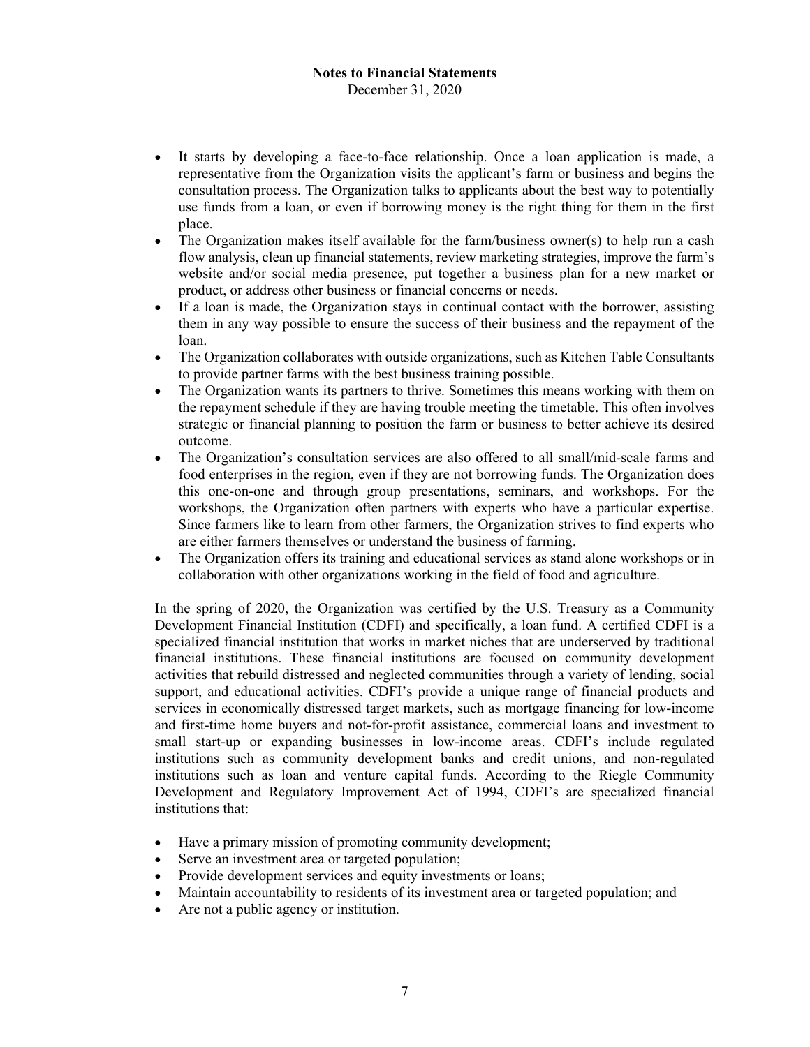- It starts by developing a face-to-face relationship. Once a loan application is made, a representative from the Organization visits the applicant's farm or business and begins the consultation process. The Organization talks to applicants about the best way to potentially use funds from a loan, or even if borrowing money is the right thing for them in the first place.
- The Organization makes itself available for the farm/business owner(s) to help run a cash flow analysis, clean up financial statements, review marketing strategies, improve the farm's website and/or social media presence, put together a business plan for a new market or product, or address other business or financial concerns or needs.
- If a loan is made, the Organization stays in continual contact with the borrower, assisting them in any way possible to ensure the success of their business and the repayment of the loan.
- The Organization collaborates with outside organizations, such as Kitchen Table Consultants to provide partner farms with the best business training possible.
- The Organization wants its partners to thrive. Sometimes this means working with them on the repayment schedule if they are having trouble meeting the timetable. This often involves strategic or financial planning to position the farm or business to better achieve its desired outcome.
- The Organization's consultation services are also offered to all small/mid-scale farms and food enterprises in the region, even if they are not borrowing funds. The Organization does this one-on-one and through group presentations, seminars, and workshops. For the workshops, the Organization often partners with experts who have a particular expertise. Since farmers like to learn from other farmers, the Organization strives to find experts who are either farmers themselves or understand the business of farming.
- The Organization offers its training and educational services as stand alone workshops or in collaboration with other organizations working in the field of food and agriculture.

In the spring of 2020, the Organization was certified by the U.S. Treasury as a Community Development Financial Institution (CDFI) and specifically, a loan fund. A certified CDFI is a specialized financial institution that works in market niches that are underserved by traditional financial institutions. These financial institutions are focused on community development activities that rebuild distressed and neglected communities through a variety of lending, social support, and educational activities. CDFI's provide a unique range of financial products and services in economically distressed target markets, such as mortgage financing for low-income and first-time home buyers and not-for-profit assistance, commercial loans and investment to small start-up or expanding businesses in low-income areas. CDFI's include regulated institutions such as community development banks and credit unions, and non-regulated institutions such as loan and venture capital funds. According to the Riegle Community Development and Regulatory Improvement Act of 1994, CDFI's are specialized financial institutions that:

- Have a primary mission of promoting community development;
- Serve an investment area or targeted population;
- Provide development services and equity investments or loans;
- Maintain accountability to residents of its investment area or targeted population; and
- Are not a public agency or institution.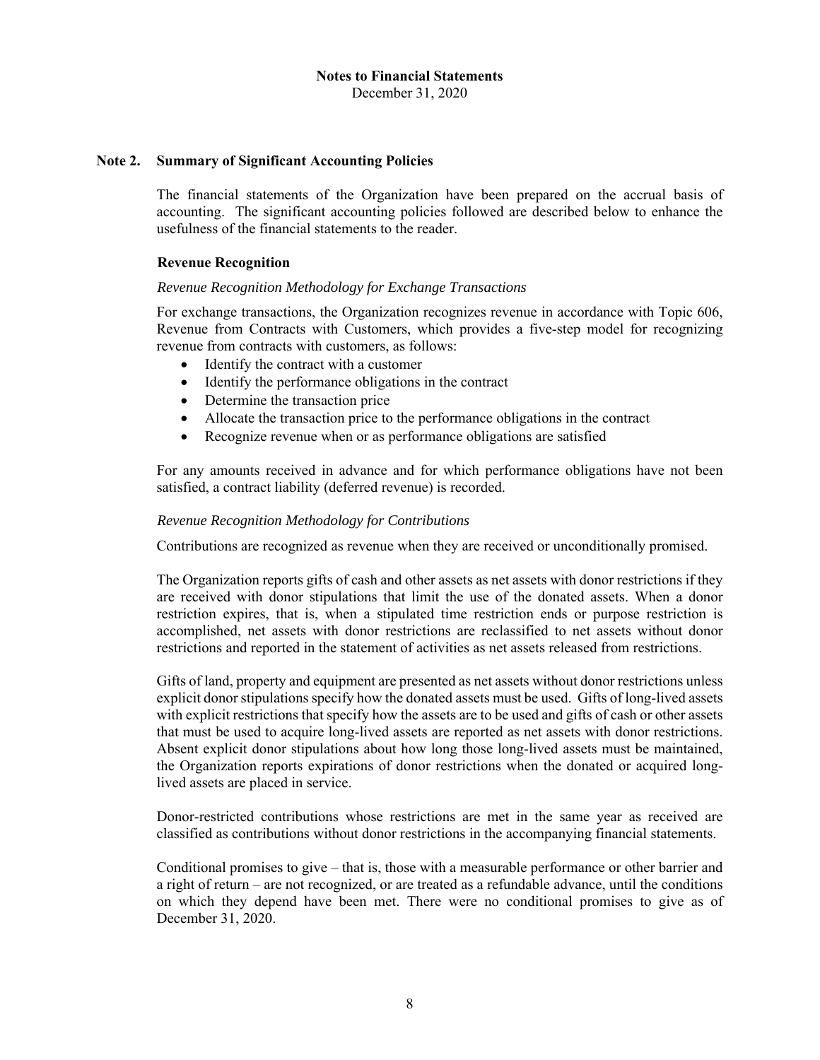**Notes to Financial Statements**
December 31, 2020

## Note 2. Summary of Significant Accounting Policies

The financial statements of the Organization have been prepared on the accrual basis of accounting. The significant accounting policies followed are described below to enhance the usefulness of the financial statements to the reader.

### Revenue Recognition

*Revenue Recognition Methodology for Exchange Transactions*

For exchange transactions, the Organization recognizes revenue in accordance with Topic 606, Revenue from Contracts with Customers, which provides a five-step model for recognizing revenue from contracts with customers, as follows:

- Identify the contract with a customer
- Identify the performance obligations in the contract
- Determine the transaction price
- Allocate the transaction price to the performance obligations in the contract
- Recognize revenue when or as performance obligations are satisfied

For any amounts received in advance and for which performance obligations have not been satisfied, a contract liability (deferred revenue) is recorded.

*Revenue Recognition Methodology for Contributions*

Contributions are recognized as revenue when they are received or unconditionally promised.

The Organization reports gifts of cash and other assets as net assets with donor restrictions if they are received with donor stipulations that limit the use of the donated assets. When a donor restriction expires, that is, when a stipulated time restriction ends or purpose restriction is accomplished, net assets with donor restrictions are reclassified to net assets without donor restrictions and reported in the statement of activities as net assets released from restrictions.

Gifts of land, property and equipment are presented as net assets without donor restrictions unless explicit donor stipulations specify how the donated assets must be used. Gifts of long-lived assets with explicit restrictions that specify how the assets are to be used and gifts of cash or other assets that must be used to acquire long-lived assets are reported as net assets with donor restrictions. Absent explicit donor stipulations about how long those long-lived assets must be maintained, the Organization reports expirations of donor restrictions when the donated or acquired long-lived assets are placed in service.

Donor-restricted contributions whose restrictions are met in the same year as received are classified as contributions without donor restrictions in the accompanying financial statements.

Conditional promises to give – that is, those with a measurable performance or other barrier and a right of return – are not recognized, or are treated as a refundable advance, until the conditions on which they depend have been met. There were no conditional promises to give as of December 31, 2020.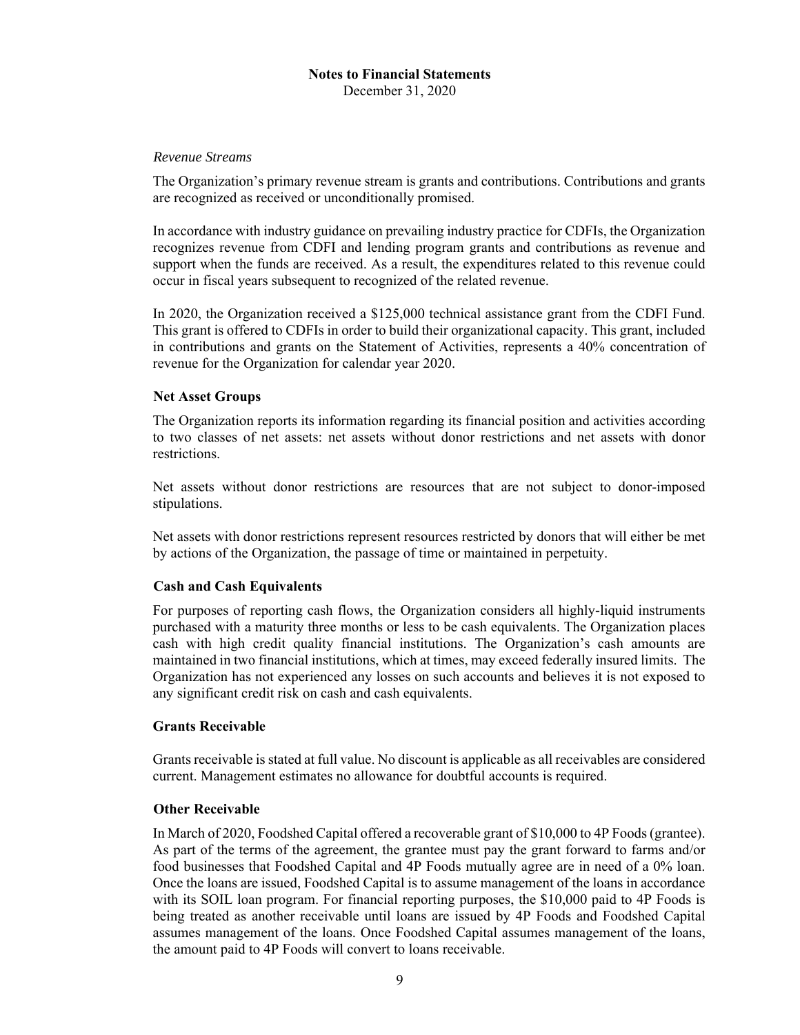*Revenue Streams*

The Organization's primary revenue stream is grants and contributions. Contributions and grants are recognized as received or unconditionally promised.

In accordance with industry guidance on prevailing industry practice for CDFIs, the Organization recognizes revenue from CDFI and lending program grants and contributions as revenue and support when the funds are received. As a result, the expenditures related to this revenue could occur in fiscal years subsequent to recognized of the related revenue.

In 2020, the Organization received a $125,000 technical assistance grant from the CDFI Fund. This grant is offered to CDFIs in order to build their organizational capacity. This grant, included in contributions and grants on the Statement of Activities, represents a 40% concentration of revenue for the Organization for calendar year 2020.

**Net Asset Groups**

The Organization reports its information regarding its financial position and activities according to two classes of net assets: net assets without donor restrictions and net assets with donor restrictions.

Net assets without donor restrictions are resources that are not subject to donor-imposed stipulations.

Net assets with donor restrictions represent resources restricted by donors that will either be met by actions of the Organization, the passage of time or maintained in perpetuity.

**Cash and Cash Equivalents**

For purposes of reporting cash flows, the Organization considers all highly-liquid instruments purchased with a maturity three months or less to be cash equivalents. The Organization places cash with high credit quality financial institutions. The Organization's cash amounts are maintained in two financial institutions, which at times, may exceed federally insured limits. The Organization has not experienced any losses on such accounts and believes it is not exposed to any significant credit risk on cash and cash equivalents.

**Grants Receivable**

Grants receivable is stated at full value. No discount is applicable as all receivables are considered current. Management estimates no allowance for doubtful accounts is required.

**Other Receivable**

In March of 2020, Foodshed Capital offered a recoverable grant of $10,000 to 4P Foods (grantee). As part of the terms of the agreement, the grantee must pay the grant forward to farms and/or food businesses that Foodshed Capital and 4P Foods mutually agree are in need of a 0% loan. Once the loans are issued, Foodshed Capital is to assume management of the loans in accordance with its SOIL loan program. For financial reporting purposes, the $10,000 paid to 4P Foods is being treated as another receivable until loans are issued by 4P Foods and Foodshed Capital assumes management of the loans. Once Foodshed Capital assumes management of the loans, the amount paid to 4P Foods will convert to loans receivable.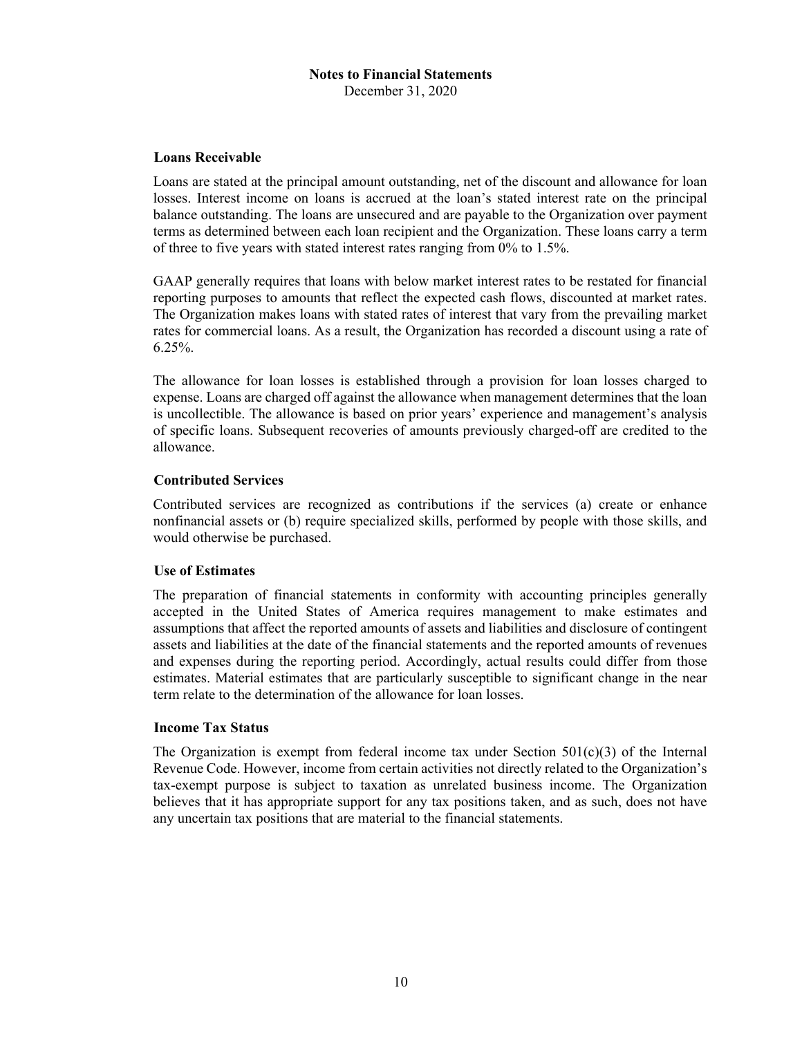**Notes to Financial Statements**
December 31, 2020

### Loans Receivable

Loans are stated at the principal amount outstanding, net of the discount and allowance for loan losses. Interest income on loans is accrued at the loan's stated interest rate on the principal balance outstanding. The loans are unsecured and are payable to the Organization over payment terms as determined between each loan recipient and the Organization. These loans carry a term of three to five years with stated interest rates ranging from 0% to 1.5%.

GAAP generally requires that loans with below market interest rates to be restated for financial reporting purposes to amounts that reflect the expected cash flows, discounted at market rates. The Organization makes loans with stated rates of interest that vary from the prevailing market rates for commercial loans. As a result, the Organization has recorded a discount using a rate of 6.25%.

The allowance for loan losses is established through a provision for loan losses charged to expense. Loans are charged off against the allowance when management determines that the loan is uncollectible. The allowance is based on prior years' experience and management's analysis of specific loans. Subsequent recoveries of amounts previously charged-off are credited to the allowance.

### Contributed Services

Contributed services are recognized as contributions if the services (a) create or enhance nonfinancial assets or (b) require specialized skills, performed by people with those skills, and would otherwise be purchased.

### Use of Estimates

The preparation of financial statements in conformity with accounting principles generally accepted in the United States of America requires management to make estimates and assumptions that affect the reported amounts of assets and liabilities and disclosure of contingent assets and liabilities at the date of the financial statements and the reported amounts of revenues and expenses during the reporting period. Accordingly, actual results could differ from those estimates. Material estimates that are particularly susceptible to significant change in the near term relate to the determination of the allowance for loan losses.

### Income Tax Status

The Organization is exempt from federal income tax under Section 501(c)(3) of the Internal Revenue Code. However, income from certain activities not directly related to the Organization's tax-exempt purpose is subject to taxation as unrelated business income. The Organization believes that it has appropriate support for any tax positions taken, and as such, does not have any uncertain tax positions that are material to the financial statements.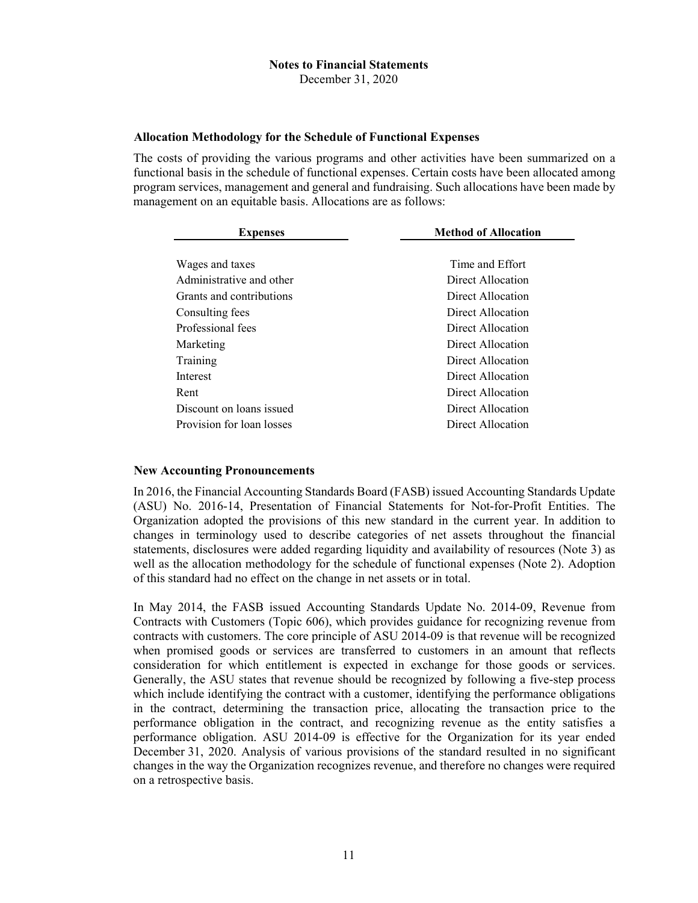**Notes to Financial Statements**
December 31, 2020

### Allocation Methodology for the Schedule of Functional Expenses

The costs of providing the various programs and other activities have been summarized on a functional basis in the schedule of functional expenses. Certain costs have been allocated among program services, management and general and fundraising. Such allocations have been made by management on an equitable basis. Allocations are as follows:

| Expenses | Method of Allocation |
|---|---|
| Wages and taxes | Time and Effort |
| Administrative and other | Direct Allocation |
| Grants and contributions | Direct Allocation |
| Consulting fees | Direct Allocation |
| Professional fees | Direct Allocation |
| Marketing | Direct Allocation |
| Training | Direct Allocation |
| Interest | Direct Allocation |
| Rent | Direct Allocation |
| Discount on loans issued | Direct Allocation |
| Provision for loan losses | Direct Allocation |

### New Accounting Pronouncements

In 2016, the Financial Accounting Standards Board (FASB) issued Accounting Standards Update (ASU) No. 2016-14, Presentation of Financial Statements for Not-for-Profit Entities. The Organization adopted the provisions of this new standard in the current year. In addition to changes in terminology used to describe categories of net assets throughout the financial statements, disclosures were added regarding liquidity and availability of resources (Note 3) as well as the allocation methodology for the schedule of functional expenses (Note 2). Adoption of this standard had no effect on the change in net assets or in total.

In May 2014, the FASB issued Accounting Standards Update No. 2014-09, Revenue from Contracts with Customers (Topic 606), which provides guidance for recognizing revenue from contracts with customers. The core principle of ASU 2014-09 is that revenue will be recognized when promised goods or services are transferred to customers in an amount that reflects consideration for which entitlement is expected in exchange for those goods or services. Generally, the ASU states that revenue should be recognized by following a five-step process which include identifying the contract with a customer, identifying the performance obligations in the contract, determining the transaction price, allocating the transaction price to the performance obligation in the contract, and recognizing revenue as the entity satisfies a performance obligation. ASU 2014-09 is effective for the Organization for its year ended December 31, 2020. Analysis of various provisions of the standard resulted in no significant changes in the way the Organization recognizes revenue, and therefore no changes were required on a retrospective basis.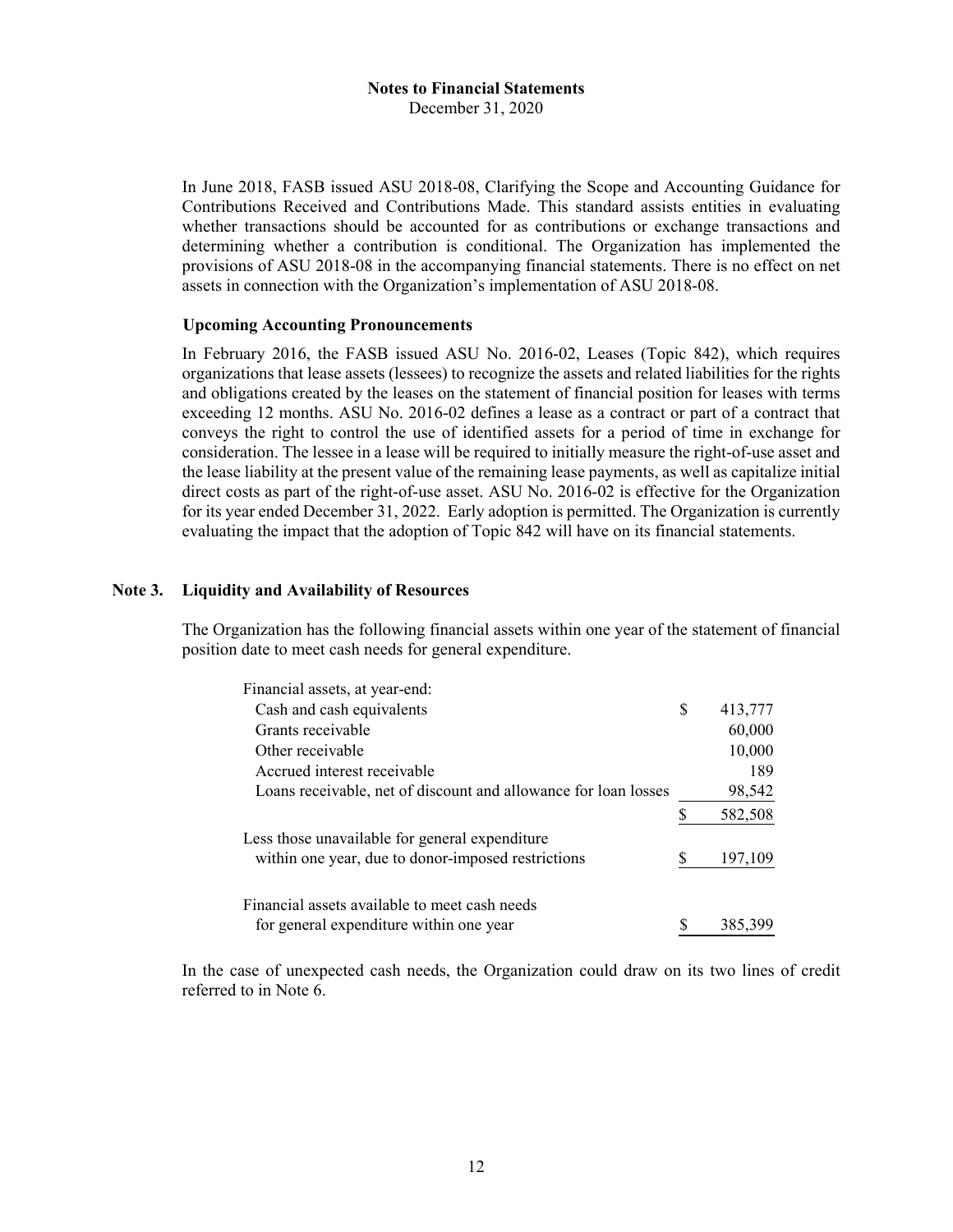**Notes to Financial Statements**
December 31, 2020

In June 2018, FASB issued ASU 2018-08, Clarifying the Scope and Accounting Guidance for Contributions Received and Contributions Made. This standard assists entities in evaluating whether transactions should be accounted for as contributions or exchange transactions and determining whether a contribution is conditional. The Organization has implemented the provisions of ASU 2018-08 in the accompanying financial statements. There is no effect on net assets in connection with the Organization's implementation of ASU 2018-08.

### Upcoming Accounting Pronouncements

In February 2016, the FASB issued ASU No. 2016-02, Leases (Topic 842), which requires organizations that lease assets (lessees) to recognize the assets and related liabilities for the rights and obligations created by the leases on the statement of financial position for leases with terms exceeding 12 months. ASU No. 2016-02 defines a lease as a contract or part of a contract that conveys the right to control the use of identified assets for a period of time in exchange for consideration. The lessee in a lease will be required to initially measure the right-of-use asset and the lease liability at the present value of the remaining lease payments, as well as capitalize initial direct costs as part of the right-of-use asset. ASU No. 2016-02 is effective for the Organization for its year ended December 31, 2022. Early adoption is permitted. The Organization is currently evaluating the impact that the adoption of Topic 842 will have on its financial statements.

## Note 3. Liquidity and Availability of Resources

The Organization has the following financial assets within one year of the statement of financial position date to meet cash needs for general expenditure.

| | | |
|---|---|---|
| Financial assets, at year-end: | | |
| Cash and cash equivalents | $ | 413,777 |
| Grants receivable | | 60,000 |
| Other receivable | | 10,000 |
| Accrued interest receivable | | 189 |
| Loans receivable, net of discount and allowance for loan losses | | 98,542 |
| | $ | 582,508 |
| Less those unavailable for general expenditure within one year, due to donor-imposed restrictions | $ | 197,109 |
| Financial assets available to meet cash needs for general expenditure within one year | $ | 385,399 |

In the case of unexpected cash needs, the Organization could draw on its two lines of credit referred to in Note 6.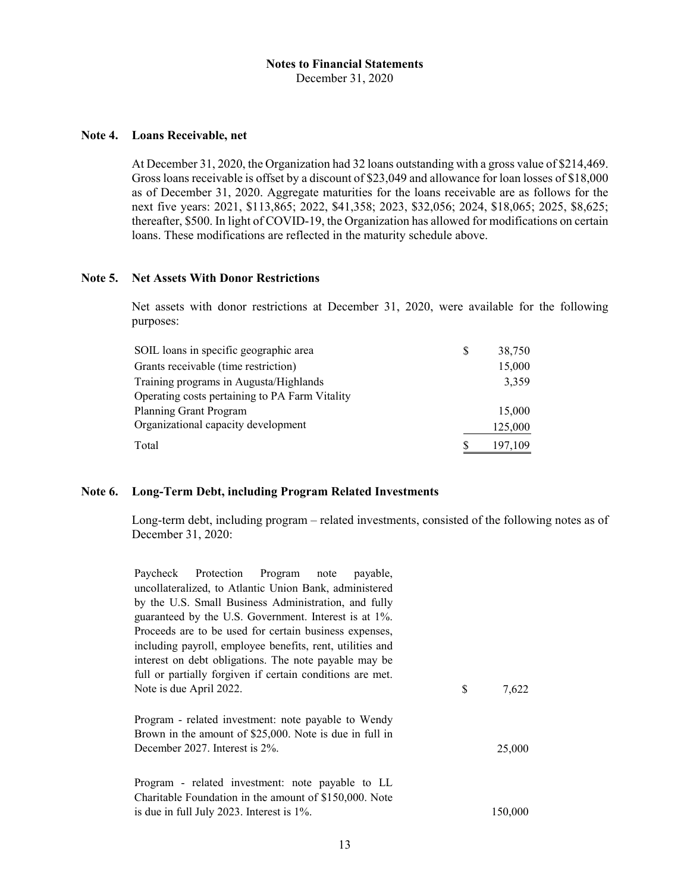**Notes to Financial Statements**
December 31, 2020

## Note 4. Loans Receivable, net

At December 31, 2020, the Organization had 32 loans outstanding with a gross value of $214,469. Gross loans receivable is offset by a discount of $23,049 and allowance for loan losses of $18,000 as of December 31, 2020. Aggregate maturities for the loans receivable are as follows for the next five years: 2021, $113,865; 2022, $41,358; 2023, $32,056; 2024, $18,065; 2025, $8,625; thereafter, $500. In light of COVID-19, the Organization has allowed for modifications on certain loans. These modifications are reflected in the maturity schedule above.

## Note 5. Net Assets With Donor Restrictions

Net assets with donor restrictions at December 31, 2020, were available for the following purposes:

| | | |
|---|---|---|
| SOIL loans in specific geographic area | $ | 38,750 |
| Grants receivable (time restriction) | | 15,000 |
| Training programs in Augusta/Highlands | | 3,359 |
| Operating costs pertaining to PA Farm Vitality Planning Grant Program | | 15,000 |
| Organizational capacity development | | 125,000 |
| Total | $ | 197,109 |

## Note 6. Long-Term Debt, including Program Related Investments

Long-term debt, including program – related investments, consisted of the following notes as of December 31, 2020:

| | | |
|---|---|---|
| Paycheck Protection Program note payable, uncollateralized, to Atlantic Union Bank, administered by the U.S. Small Business Administration, and fully guaranteed by the U.S. Government. Interest is at 1%. Proceeds are to be used for certain business expenses, including payroll, employee benefits, rent, utilities and interest on debt obligations. The note payable may be full or partially forgiven if certain conditions are met. Note is due April 2022. | $ | 7,622 |
| Program - related investment: note payable to Wendy Brown in the amount of $25,000. Note is due in full in December 2027. Interest is 2%. | | 25,000 |
| Program - related investment: note payable to LL Charitable Foundation in the amount of $150,000. Note is due in full July 2023. Interest is 1%. | | 150,000 |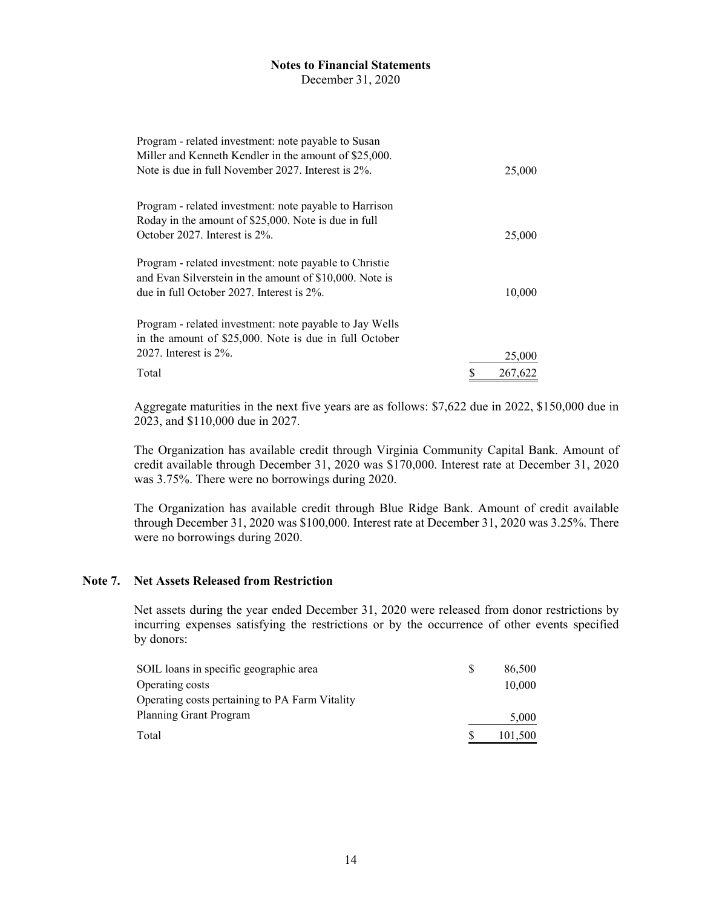**Notes to Financial Statements**

December 31, 2020

| Description | Amount |
|---|---|
| Program - related investment: note payable to Susan Miller and Kenneth Kendler in the amount of $25,000. Note is due in full November 2027. Interest is 2%. | 25,000 |
| Program - related investment: note payable to Harrison Roday in the amount of $25,000. Note is due in full October 2027. Interest is 2%. | 25,000 |
| Program - related investment: note payable to Christie and Evan Silverstein in the amount of $10,000. Note is due in full October 2027. Interest is 2%. | 10,000 |
| Program - related investment: note payable to Jay Wells in the amount of $25,000. Note is due in full October 2027. Interest is 2%. | 25,000 |
| Total | $ 267,622 |

Aggregate maturities in the next five years are as follows: $7,622 due in 2022, $150,000 due in 2023, and $110,000 due in 2027.

The Organization has available credit through Virginia Community Capital Bank. Amount of credit available through December 31, 2020 was $170,000. Interest rate at December 31, 2020 was 3.75%. There were no borrowings during 2020.

The Organization has available credit through Blue Ridge Bank. Amount of credit available through December 31, 2020 was $100,000. Interest rate at December 31, 2020 was 3.25%. There were no borrowings during 2020.

## Note 7. Net Assets Released from Restriction

Net assets during the year ended December 31, 2020 were released from donor restrictions by incurring expenses satisfying the restrictions or by the occurrence of other events specified by donors:

| Description | Amount |
|---|---|
| SOIL loans in specific geographic area | $ 86,500 |
| Operating costs | 10,000 |
| Operating costs pertaining to PA Farm Vitality Planning Grant Program | 5,000 |
| Total | $ 101,500 |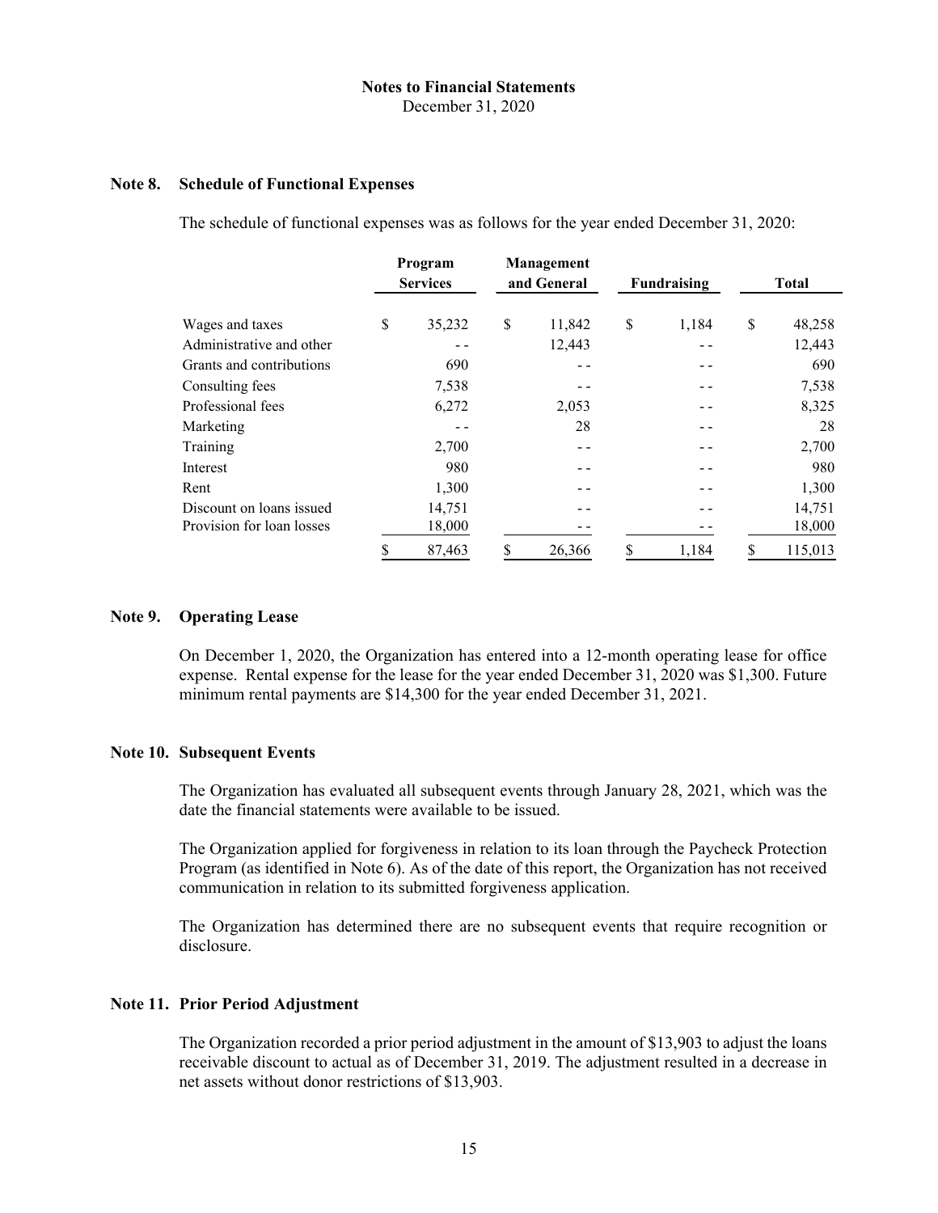**Notes to Financial Statements**
December 31, 2020

## Note 8. Schedule of Functional Expenses

The schedule of functional expenses was as follows for the year ended December 31, 2020:

| | Program Services | Management and General | Fundraising | Total |
|---|---|---|---|---|
| Wages and taxes | $ 35,232 | $ 11,842 | $ 1,184 | $ 48,258 |
| Administrative and other | - - | 12,443 | - - | 12,443 |
| Grants and contributions | 690 | - - | - - | 690 |
| Consulting fees | 7,538 | - - | - - | 7,538 |
| Professional fees | 6,272 | 2,053 | - - | 8,325 |
| Marketing | - - | 28 | - - | 28 |
| Training | 2,700 | - - | - - | 2,700 |
| Interest | 980 | - - | - - | 980 |
| Rent | 1,300 | - - | - - | 1,300 |
| Discount on loans issued | 14,751 | - - | - - | 14,751 |
| Provision for loan losses | 18,000 | - - | - - | 18,000 |
| | $ 87,463 | $ 26,366 | $ 1,184 | $ 115,013 |

## Note 9. Operating Lease

On December 1, 2020, the Organization has entered into a 12-month operating lease for office expense. Rental expense for the lease for the year ended December 31, 2020 was $1,300. Future minimum rental payments are $14,300 for the year ended December 31, 2021.

## Note 10. Subsequent Events

The Organization has evaluated all subsequent events through January 28, 2021, which was the date the financial statements were available to be issued.

The Organization applied for forgiveness in relation to its loan through the Paycheck Protection Program (as identified in Note 6). As of the date of this report, the Organization has not received communication in relation to its submitted forgiveness application.

The Organization has determined there are no subsequent events that require recognition or disclosure.

## Note 11. Prior Period Adjustment

The Organization recorded a prior period adjustment in the amount of $13,903 to adjust the loans receivable discount to actual as of December 31, 2019. The adjustment resulted in a decrease in net assets without donor restrictions of $13,903.